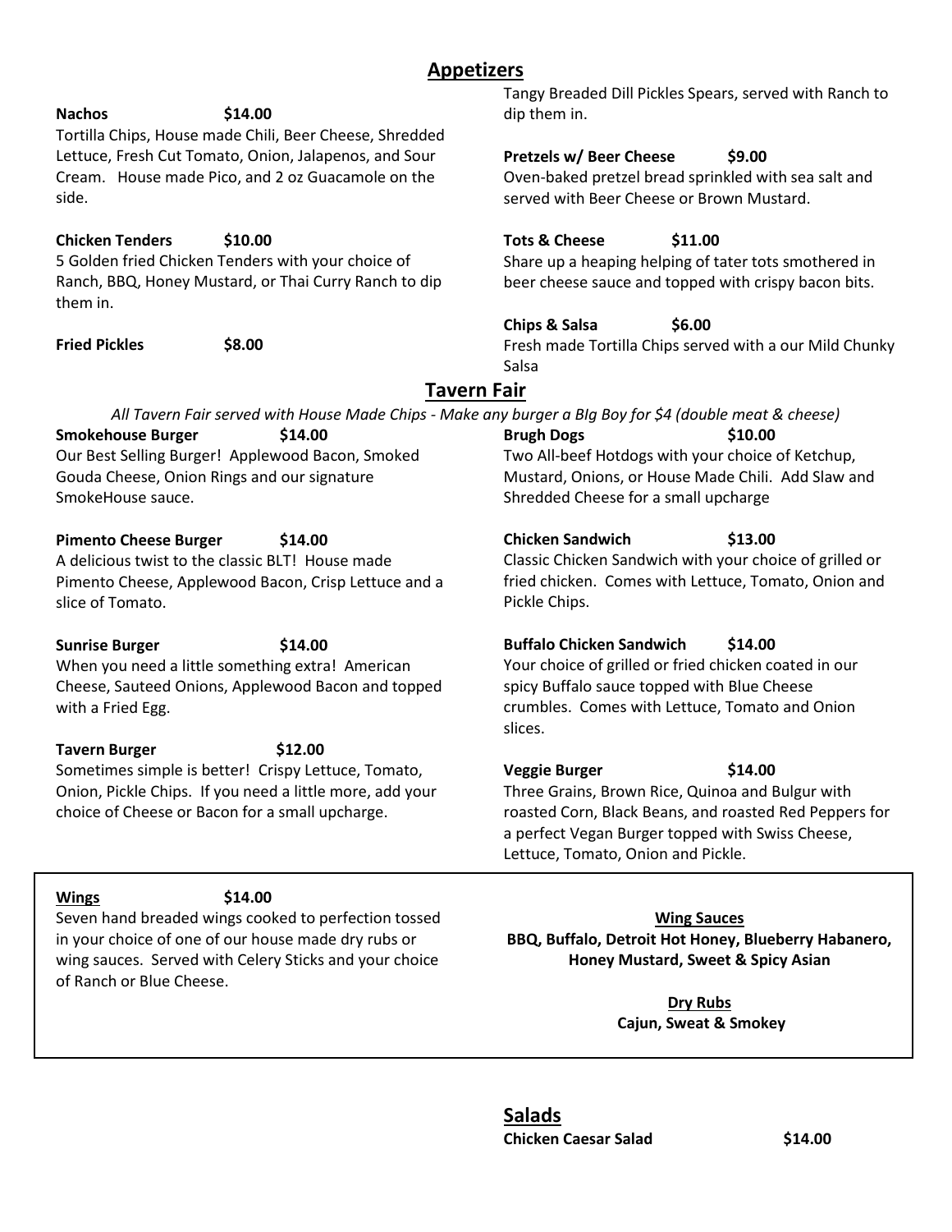## Appetizers

**Nachos** **$14.00**
Tortilla Chips, House made Chili, Beer Cheese, Shredded Lettuce, Fresh Cut Tomato, Onion, Jalapenos, and Sour Cream. House made Pico, and 2 oz Guacamole on the side.

**Chicken Tenders** **$10.00**
5 Golden fried Chicken Tenders with your choice of Ranch, BBQ, Honey Mustard, or Thai Curry Ranch to dip them in.

**Fried Pickles** **$8.00**
Tangy Breaded Dill Pickles Spears, served with Ranch to dip them in.

**Pretzels w/ Beer Cheese** **$9.00**
Oven-baked pretzel bread sprinkled with sea salt and served with Beer Cheese or Brown Mustard.

**Tots & Cheese** **$11.00**
Share up a heaping helping of tater tots smothered in beer cheese sauce and topped with crispy bacon bits.

**Chips & Salsa** **$6.00**
Fresh made Tortilla Chips served with a our Mild Chunky Salsa

## Tavern Fair

*All Tavern Fair served with House Made Chips - Make any burger a BIg Boy for $4 (double meat & cheese)*

**Smokehouse Burger** **$14.00**
Our Best Selling Burger! Applewood Bacon, Smoked Gouda Cheese, Onion Rings and our signature SmokeHouse sauce.

**Pimento Cheese Burger** **$14.00**
A delicious twist to the classic BLT! House made Pimento Cheese, Applewood Bacon, Crisp Lettuce and a slice of Tomato.

**Sunrise Burger** **$14.00**
When you need a little something extra! American Cheese, Sauteed Onions, Applewood Bacon and topped with a Fried Egg.

**Tavern Burger** **$12.00**
Sometimes simple is better! Crispy Lettuce, Tomato, Onion, Pickle Chips. If you need a little more, add your choice of Cheese or Bacon for a small upcharge.

**Brugh Dogs** **$10.00**
Two All-beef Hotdogs with your choice of Ketchup, Mustard, Onions, or House Made Chili. Add Slaw and Shredded Cheese for a small upcharge

**Chicken Sandwich** **$13.00**
Classic Chicken Sandwich with your choice of grilled or fried chicken. Comes with Lettuce, Tomato, Onion and Pickle Chips.

**Buffalo Chicken Sandwich** **$14.00**
Your choice of grilled or fried chicken coated in our spicy Buffalo sauce topped with Blue Cheese crumbles. Comes with Lettuce, Tomato and Onion slices.

**Veggie Burger** **$14.00**
Three Grains, Brown Rice, Quinoa and Bulgur with roasted Corn, Black Beans, and roasted Red Peppers for a perfect Vegan Burger topped with Swiss Cheese, Lettuce, Tomato, Onion and Pickle.

**Wings** **$14.00**
Seven hand breaded wings cooked to perfection tossed in your choice of one of our house made dry rubs or wing sauces. Served with Celery Sticks and your choice of Ranch or Blue Cheese.

**Wing Sauces**
**BBQ, Buffalo, Detroit Hot Honey, Blueberry Habanero, Honey Mustard, Sweet & Spicy Asian**

**Dry Rubs**
**Cajun, Sweat & Smokey**

## Salads

**Chicken Caesar Salad** **$14.00**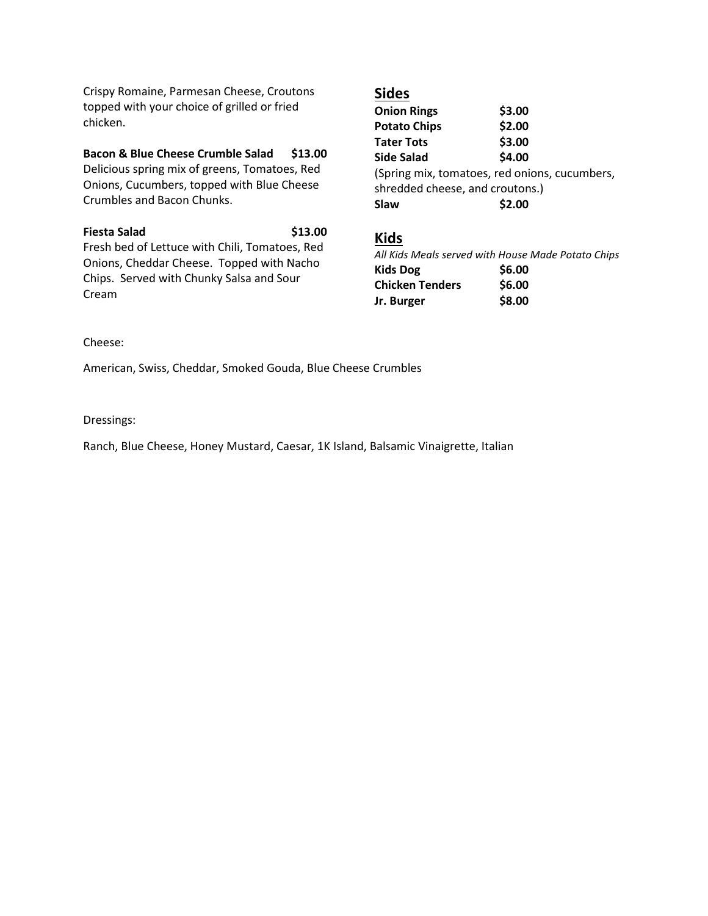Crispy Romaine, Parmesan Cheese, Croutons topped with your choice of grilled or fried chicken.

**Bacon & Blue Cheese Crumble Salad $13.00**
Delicious spring mix of greens, Tomatoes, Red Onions, Cucumbers, topped with Blue Cheese Crumbles and Bacon Chunks.

**Fiesta Salad $13.00**
Fresh bed of Lettuce with Chili, Tomatoes, Red Onions, Cheddar Cheese. Topped with Nacho Chips. Served with Chunky Salsa and Sour Cream

## Sides

**Onion Rings $3.00**
**Potato Chips $2.00**
**Tater Tots $3.00**
**Side Salad $4.00**
(Spring mix, tomatoes, red onions, cucumbers, shredded cheese, and croutons.)
**Slaw $2.00**

## Kids

*All Kids Meals served with House Made Potato Chips*

**Kids Dog $6.00**
**Chicken Tenders $6.00**
**Jr. Burger $8.00**

Cheese:

American, Swiss, Cheddar, Smoked Gouda, Blue Cheese Crumbles

Dressings:

Ranch, Blue Cheese, Honey Mustard, Caesar, 1K Island, Balsamic Vinaigrette, Italian